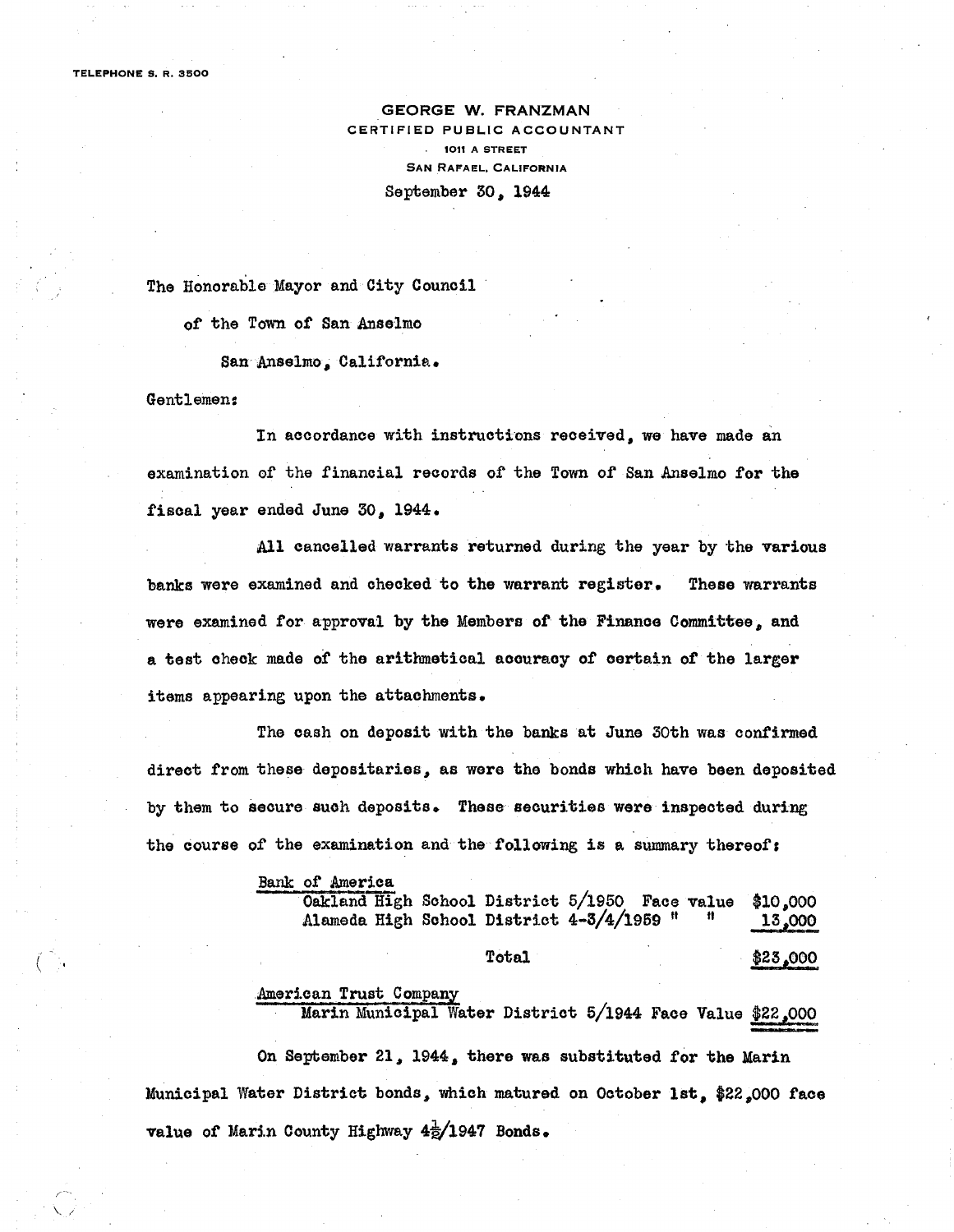TELEPHONE S. R. 3500

**GEORGE W. FRANZMAN**
CERTIFIED PUBLIC ACCOUNTANT
1011 A STREET
SAN RAFAEL, CALIFORNIA

September 30, 1944

The Honorable Mayor and City Council

of the Town of San Anselmo

San Anselmo, California.

Gentlemen:

In accordance with instructions received, we have made an examination of the financial records of the Town of San Anselmo for the fiscal year ended June 30, 1944.

All cancelled warrants returned during the year by the various banks were examined and checked to the warrant register. These warrants were examined for approval by the Members of the Finance Committee, and a test check made of the arithmetical accuracy of certain of the larger items appearing upon the attachments.

The cash on deposit with the banks at June 30th was confirmed direct from these depositaries, as were the bonds which have been deposited by them to secure such deposits. These securities were inspected during the course of the examination and the following is a summary thereof:

<u>Bank of America</u>

| | | |
|---|---|---|
| Oakland High School District 5/1950 | Face value | $10,000 |
| Alameda High School District 4-3/4/1959 | " " | 13,000 |
| Total | | $23,000 |

<u>American Trust Company</u>

| | | |
|---|---|---|
| Marin Municipal Water District 5/1944 | Face Value | $22,000 |

On September 21, 1944, there was substituted for the Marin Municipal Water District bonds, which matured on October 1st, $22,000 face value of Marin County Highway $4\frac{1}{2}$/1947 Bonds.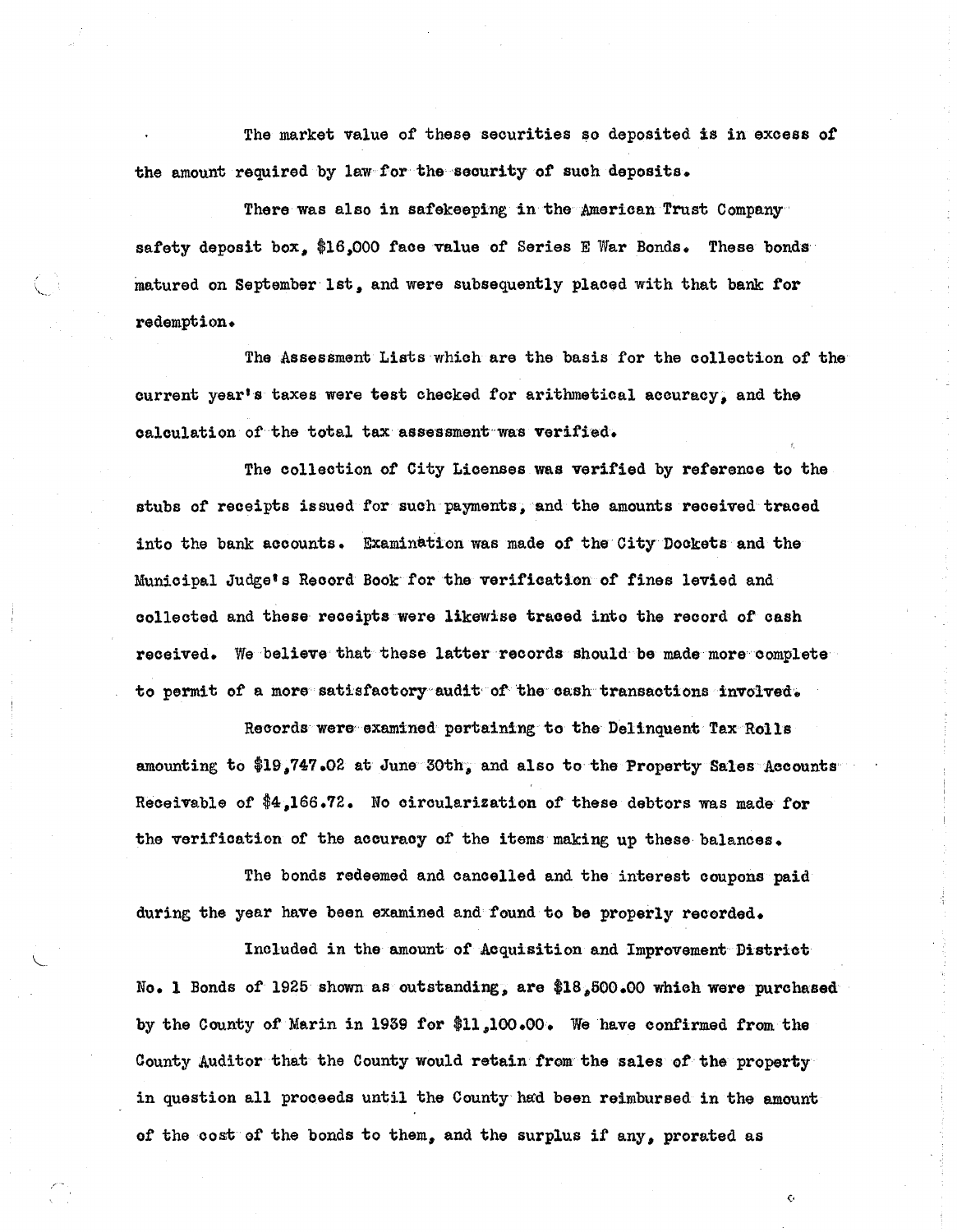The market value of these securities so deposited is in excess of the amount required by law for the security of such deposits.

There was also in safekeeping in the American Trust Company safety deposit box, $16,000 face value of Series E War Bonds. These bonds matured on September 1st, and were subsequently placed with that bank for redemption.

The Assessment Lists which are the basis for the collection of the current year's taxes were test checked for arithmetical accuracy, and the calculation of the total tax assessment was verified.

The collection of City Licenses was verified by reference to the stubs of receipts issued for such payments, and the amounts received traced into the bank accounts. Examination was made of the City Dockets and the Municipal Judge's Record Book for the verification of fines levied and collected and these receipts were likewise traced into the record of cash received. We believe that these latter records should be made more complete to permit of a more satisfactory audit of the cash transactions involved.

Records were examined pertaining to the Delinquent Tax Rolls amounting to $19,747.02 at June 30th, and also to the Property Sales Accounts Receivable of $4,166.72. No circularization of these debtors was made for the verification of the accuracy of the items making up these balances.

The bonds redeemed and cancelled and the interest coupons paid during the year have been examined and found to be properly recorded.

Included in the amount of Acquisition and Improvement District No. 1 Bonds of 1925 shown as outstanding, are $18,500.00 which were purchased by the County of Marin in 1939 for $11,100.00. We have confirmed from the County Auditor that the County would retain from the sales of the property in question all proceeds until the County had been reimbursed in the amount of the cost of the bonds to them, and the surplus if any, prorated as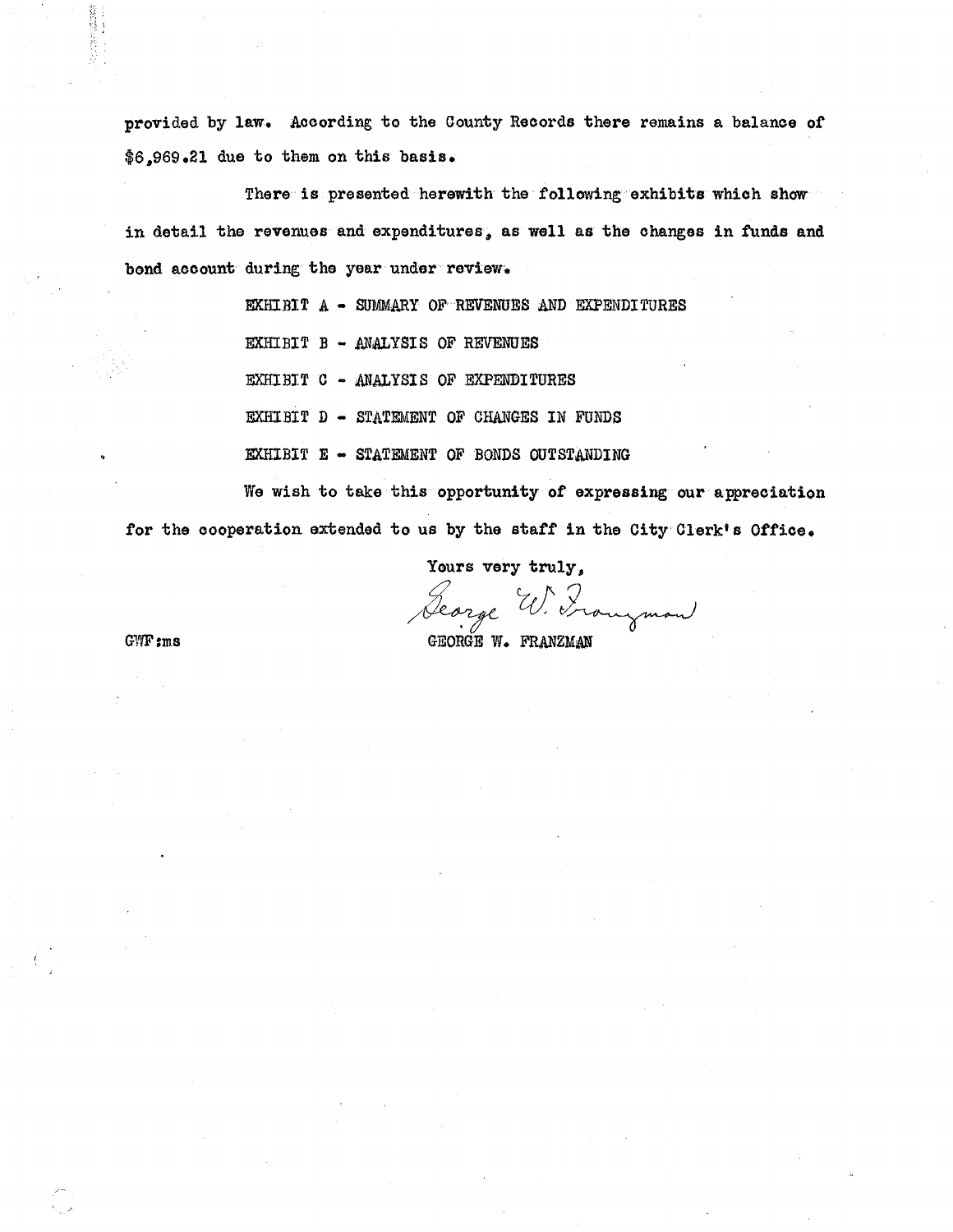provided by law. According to the County Records there remains a balance of $6,969.21 due to them on this basis.

There is presented herewith the following exhibits which show in detail the revenues and expenditures, as well as the changes in funds and bond account during the year under review.

EXHIBIT A - SUMMARY OF REVENUES AND EXPENDITURES

EXHIBIT B - ANALYSIS OF REVENUES

EXHIBIT C - ANALYSIS OF EXPENDITURES

EXHIBIT D - STATEMENT OF CHANGES IN FUNDS

EXHIBIT E - STATEMENT OF BONDS OUTSTANDING

We wish to take this opportunity of expressing our appreciation for the cooperation extended to us by the staff in the City Clerk's Office.

Yours very truly,

George W. Franzman

GEORGE W. FRANZMAN

GWF:ms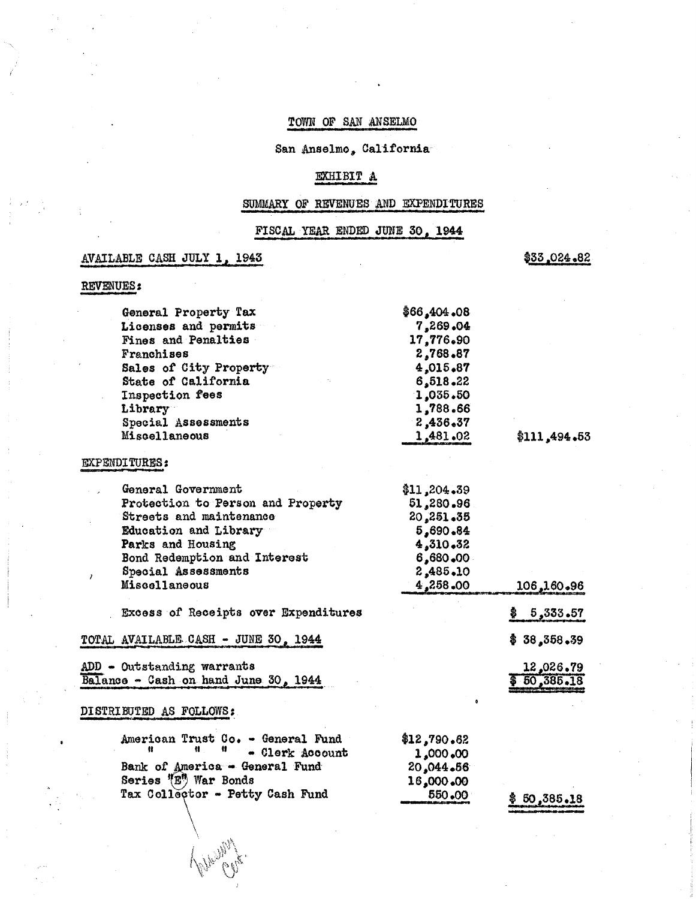# TOWN OF SAN ANSELMO

San Anselmo, California

## EXHIBIT A

## SUMMARY OF REVENUES AND EXPENDITURES

## FISCAL YEAR ENDED JUNE 30, 1944

| | | |
|---|---|---|
| **AVAILABLE CASH JULY 1, 1943** | | $33,024.82 |
| **REVENUES:** | | |
| General Property Tax | $66,404.08 | |
| Licenses and permits | 7,269.04 | |
| Fines and Penalties | 17,776.90 | |
| Franchises | 2,768.87 | |
| Sales of City Property | 4,015.87 | |
| State of California | 6,518.22 | |
| Inspection fees | 1,035.50 | |
| Library | 1,788.66 | |
| Special Assessments | 2,436.37 | |
| Miscellaneous | 1,481.02 | $111,494.53 |
| **EXPENDITURES:** | | |
| General Government | $11,204.39 | |
| Protection to Person and Property | 51,280.96 | |
| Streets and maintenance | 20,251.35 | |
| Education and Library | 5,690.84 | |
| Parks and Housing | 4,310.32 | |
| Bond Redemption and Interest | 6,680.00 | |
| Special Assessments | 2,485.10 | |
| Miscellaneous | 4,258.00 | 106,160.96 |
| Excess of Receipts over Expenditures | | $ 5,333.57 |
| **TOTAL AVAILABLE CASH - JUNE 30, 1944** | | $ 38,358.39 |
| ADD - Outstanding warrants | | 12,026.79 |
| Balance - Cash on hand June 30, 1944 | | $ 50,385.18 |
| **DISTRIBUTED AS FOLLOWS:** | | |
| American Trust Co. - General Fund | $12,790.62 | |
| " " " - Clerk Account | 1,000.00 | |
| Bank of America - General Fund | 20,044.56 | |
| Series "E" War Bonds | 16,000.00 | |
| Tax Collector - Petty Cash Fund | 550.00 | $ 50,385.18 |

Treasury Cert.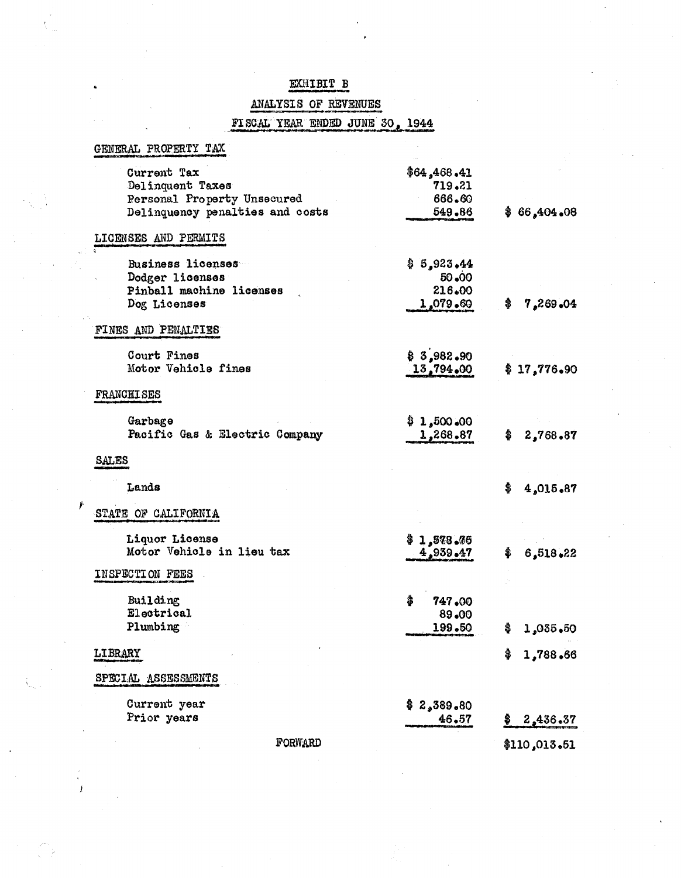# EXHIBIT B

## ANALYSIS OF REVENUES

### FISCAL YEAR ENDED JUNE 30, 1944

| | | |
|---|---|---|
| **GENERAL PROPERTY TAX** | | |
| Current Tax | $64,468.41 | |
| Delinquent Taxes | 719.21 | |
| Personal Property Unsecured | 666.60 | |
| Delinquency penalties and costs | 549.86 | $ 66,404.08 |
| **LICENSES AND PERMITS** | | |
| Business licenses | $ 5,923.44 | |
| Dodger licenses | 50.00 | |
| Pinball machine licenses | 216.00 | |
| Dog Licenses | 1,079.60 | $ 7,269.04 |
| **FINES AND PENALTIES** | | |
| Court Fines | $ 3,982.90 | |
| Motor Vehicle fines | 13,794.00 | $ 17,776.90 |
| **FRANCHISES** | | |
| Garbage | $ 1,500.00 | |
| Pacific Gas & Electric Company | 1,268.87 | $ 2,768.87 |
| **SALES** | | |
| Lands | | $ 4,015.87 |
| **STATE OF CALIFORNIA** | | |
| Liquor License | $ 1,578.75 | |
| Motor Vehicle in lieu tax | 4,939.47 | $ 6,518.22 |
| **INSPECTION FEES** | | |
| Building | $ 747.00 | |
| Electrical | 89.00 | |
| Plumbing | 199.50 | $ 1,035.50 |
| **LIBRARY** | | $ 1,788.66 |
| **SPECIAL ASSESSMENTS** | | |
| Current year | $ 2,389.80 | |
| Prior years | 46.57 | $ 2,436.37 |
| FORWARD | | $110,013.51 |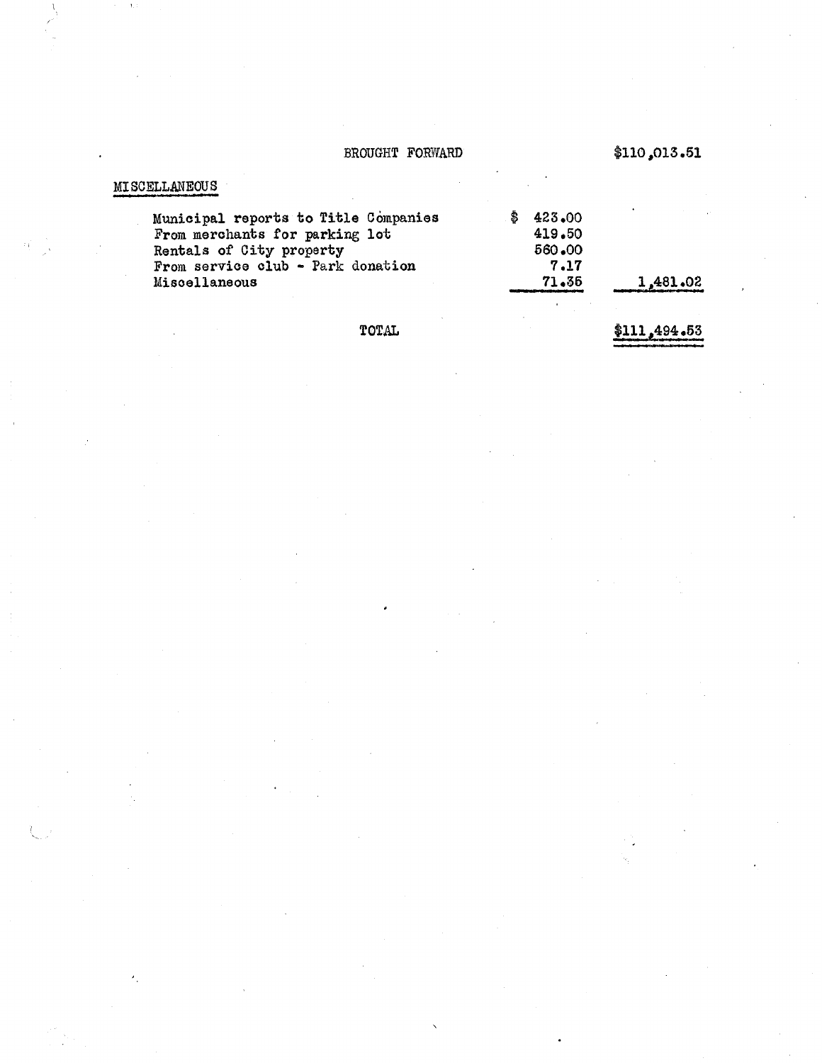| | | |
|---|---|---|
| BROUGHT FORWARD | | $110,013.51 |
| **MISCELLANEOUS** | | |
| Municipal reports to Title Companies | $ 423.00 | |
| From merchants for parking lot | 419.50 | |
| Rentals of City property | 560.00 | |
| From service club - Park donation | 7.17 | |
| Miscellaneous | 71.35 | 1,481.02 |
| TOTAL | | $111,494.53 |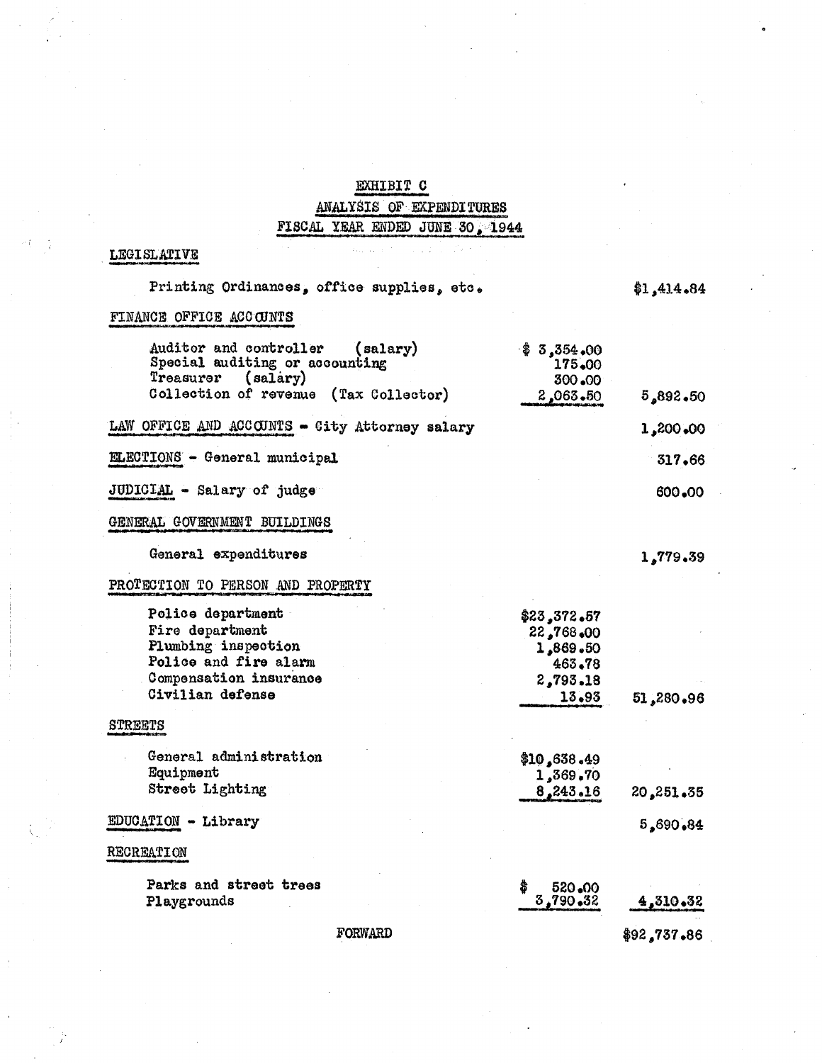# EXHIBIT C

## ANALYSIS OF EXPENDITURES

## FISCAL YEAR ENDED JUNE 30, 1944

| | | |
|---|---|---|
| **LEGISLATIVE** | | |
| Printing Ordinances, office supplies, etc. | | $1,414.84 |
| **FINANCE OFFICE ACCOUNTS** | | |
| Auditor and controller (salary) | $ 3,354.00 | |
| Special auditing or accounting | 175.00 | |
| Treasurer (salary) | 300.00 | |
| Collection of revenue (Tax Collector) | 2,063.50 | 5,892.50 |
| **LAW OFFICE AND ACCOUNTS** - City Attorney salary | | 1,200.00 |
| **ELECTIONS** - General municipal | | 317.66 |
| **JUDICIAL** - Salary of judge | | 600.00 |
| **GENERAL GOVERNMENT BUILDINGS** | | |
| General expenditures | | 1,779.39 |
| **PROTECTION TO PERSON AND PROPERTY** | | |
| Police department | $23,372.57 | |
| Fire department | 22,768.00 | |
| Plumbing inspection | 1,869.50 | |
| Police and fire alarm | 463.78 | |
| Compensation insurance | 2,793.18 | |
| Civilian defense | 13.93 | 51,280.96 |
| **STREETS** | | |
| General administration | $10,638.49 | |
| Equipment | 1,369.70 | |
| Street Lighting | 8,243.16 | 20,251.35 |
| **EDUCATION** - Library | | 5,690.84 |
| **RECREATION** | | |
| Parks and street trees | $ 520.00 | |
| Playgrounds | 3,790.32 | 4,310.32 |
| FORWARD | | $92,737.86 |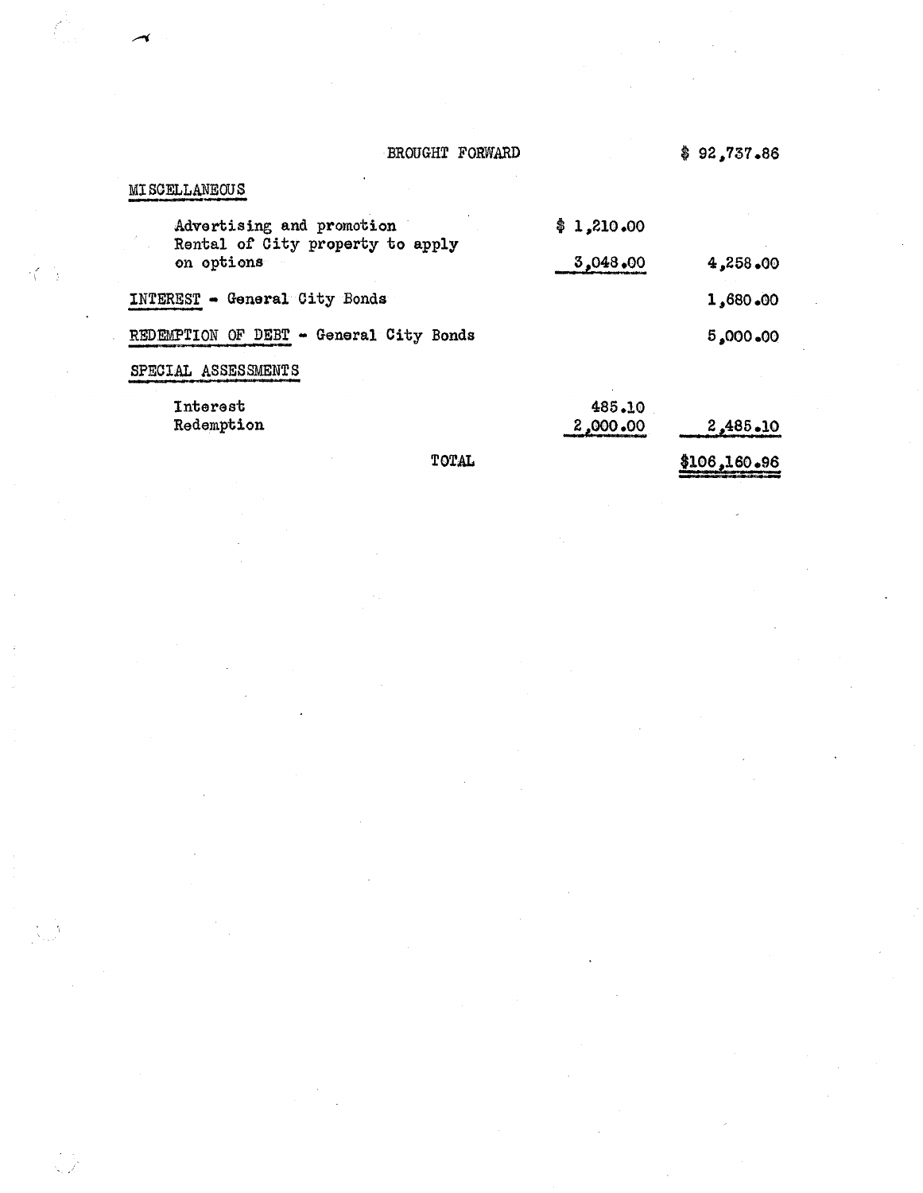| | | |
|---|---|---|
| BROUGHT FORWARD | | $ 92,737.86 |
| <u>MISCELLANEOUS</u> | | |
| Advertising and promotion | $ 1,210.00 | |
| Rental of City property to apply on options | 3,048.00 | 4,258.00 |
| <u>INTEREST</u> - General City Bonds | | 1,680.00 |
| <u>REDEMPTION OF DEBT</u> - General City Bonds | | 5,000.00 |
| <u>SPECIAL ASSESSMENTS</u> | | |
| Interest | 485.10 | |
| Redemption | 2,000.00 | 2,485.10 |
| TOTAL | | $106,160.96 |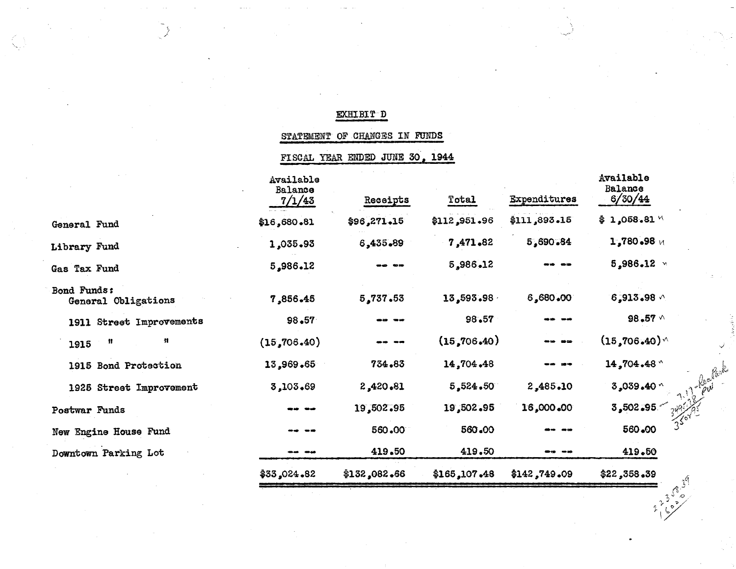# EXHIBIT D

## STATEMENT OF CHANGES IN FUNDS

## FISCAL YEAR ENDED JUNE 30, 1944

| | Available Balance 7/1/43 | Receipts | Total | Expenditures | Available Balance 6/30/44 |
|---|---|---|---|---|---|
| General Fund | $16,680.81 | $96,271.15 | $112,951.96 | $111,893.15 | $ 1,058.81 |
| Library Fund | 1,035.93 | 6,435.89 | 7,471.82 | 5,690.84 | 1,780.98 |
| Gas Tax Fund | 5,986.12 | -- -- | 5,986.12 | -- -- | 5,986.12 |
| Bond Funds: | | | | | |
| General Obligations | 7,856.45 | 5,737.53 | 13,593.98 | 6,680.00 | 6,913.98 |
| 1911 Street Improvements | 98.57 | -- -- | 98.57 | -- -- | 98.57 |
| 1915 " " | (15,706.40) | -- -- | (15,706.40) | -- -- | (15,706.40) |
| 1915 Bond Protection | 13,969.65 | 734.83 | 14,704.48 | -- -- | 14,704.48 |
| 1925 Street Improvement | 3,103.69 | 2,420.81 | 5,524.50 | 2,485.10 | 3,039.40 |
| Postwar Funds | -- -- | 19,502.95 | 19,502.95 | 16,000.00 | 3,502.95 |
| New Engine House Fund | -- -- | 560.00 | 560.00 | -- -- | 560.00 |
| Downtown Parking Lot | -- -- | 419.50 | 419.50 | -- -- | 419.50 |
| | $33,024.82 | $132,082.66 | $165,107.48 | $142,749.09 | $22,358.39 |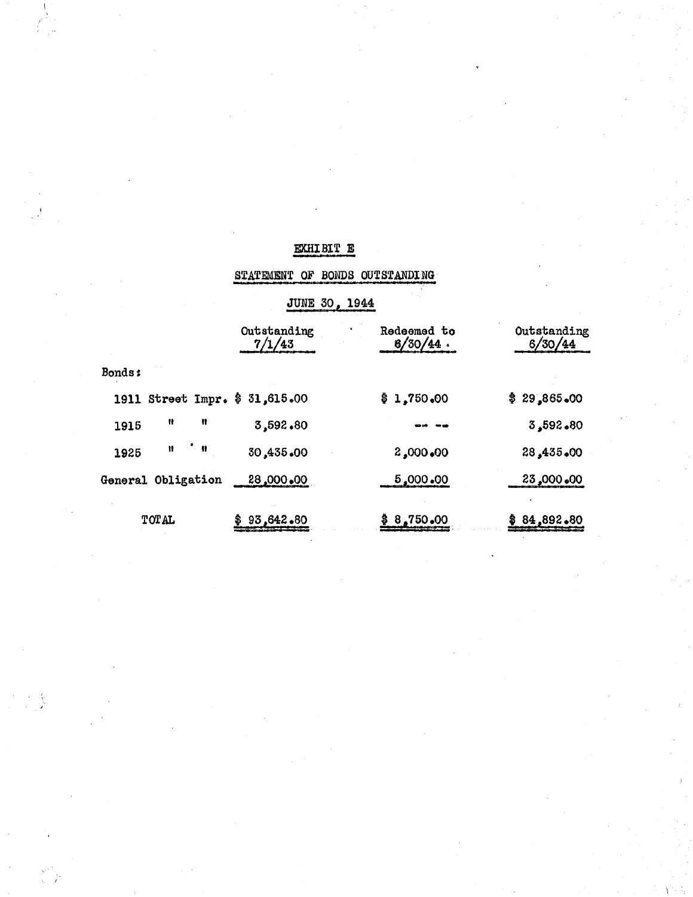# EXHIBIT E

## STATEMENT OF BONDS OUTSTANDING

### JUNE 30, 1944

| | Outstanding 7/1/43 | Redeemed to 6/30/44 | Outstanding 6/30/44 |
|---|---|---|---|
| Bonds: | | | |
| 1911 Street Impr. | $ 31,615.00 | $ 1,750.00 | $ 29,865.00 |
| 1915 " " | 3,592.80 | -- -- | 3,592.80 |
| 1925 " " | 30,435.00 | 2,000.00 | 28,435.00 |
| General Obligation | 28,000.00 | 5,000.00 | 23,000.00 |
| TOTAL | $ 93,642.80 | $ 8,750.00 | $ 84,892.80 |